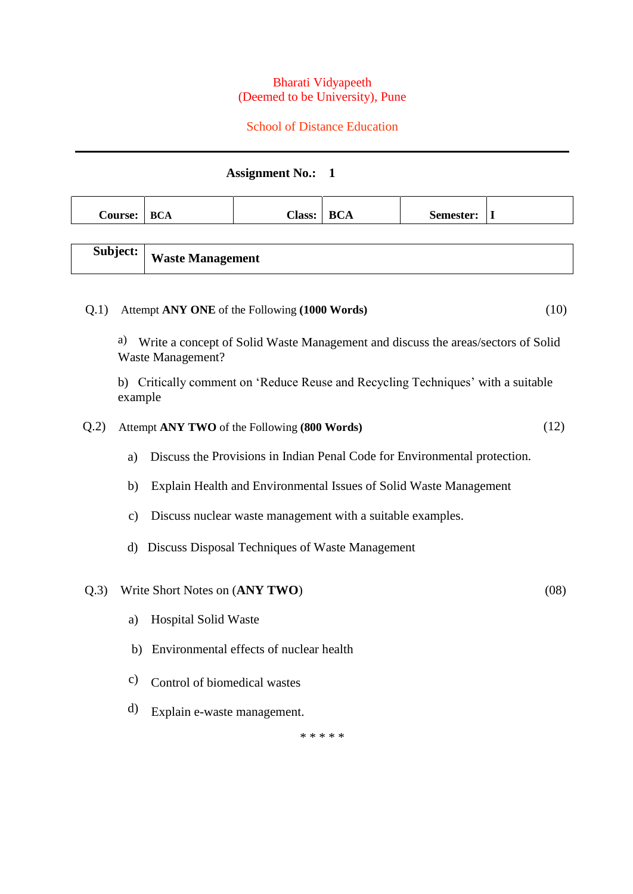# Bharati Vidyapeeth
# (Deemed to be University), Pune

## School of Distance Education

---

**Assignment No.: 1**

| **Course:** | **BCA** | **Class:** | **BCA** | **Semester:** | **I** |
|---|---|---|---|---|---|

| **Subject:** | **Waste Management** |
|---|---|

Q.1) Attempt **ANY ONE** of the Following **(1000 Words)** (10)

a) Write a concept of Solid Waste Management and discuss the areas/sectors of Solid Waste Management?

b) Critically comment on 'Reduce Reuse and Recycling Techniques' with a suitable example

Q.2) Attempt **ANY TWO** of the Following **(800 Words)** (12)

a) Discuss the Provisions in Indian Penal Code for Environmental protection.

b) Explain Health and Environmental Issues of Solid Waste Management

c) Discuss nuclear waste management with a suitable examples.

d) Discuss Disposal Techniques of Waste Management

Q.3) Write Short Notes on (**ANY TWO**) (08)

a) Hospital Solid Waste

b) Environmental effects of nuclear health

c) Control of biomedical wastes

d) Explain e-waste management.

\* \* \* \* \*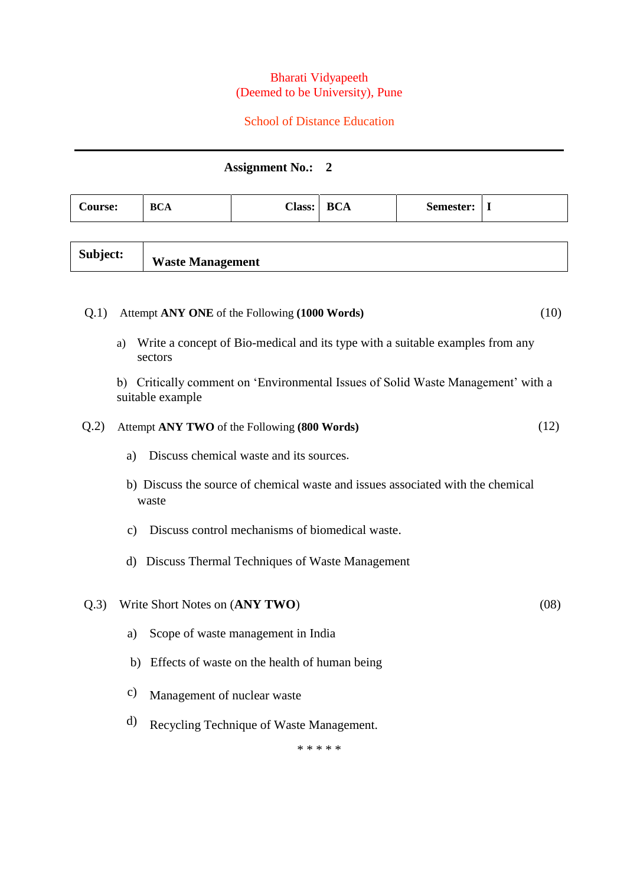Bharati Vidyapeeth
(Deemed to be University), Pune

School of Distance Education

---

**Assignment No.: 2**

| | | | | | |
|---|---|---|---|---|---|
| **Course:** | **BCA** | **Class:** | **BCA** | **Semester:** | **I** |

| | |
|---|---|
| **Subject:** | **Waste Management** |

Q.1) Attempt **ANY ONE** of the Following **(1000 Words)** (10)

a) Write a concept of Bio-medical and its type with a suitable examples from any sectors

b) Critically comment on 'Environmental Issues of Solid Waste Management' with a suitable example

Q.2) Attempt **ANY TWO** of the Following **(800 Words)** (12)

a) Discuss chemical waste and its sources.

b) Discuss the source of chemical waste and issues associated with the chemical waste

c) Discuss control mechanisms of biomedical waste.

d) Discuss Thermal Techniques of Waste Management

Q.3) Write Short Notes on (**ANY TWO**) (08)

a) Scope of waste management in India

b) Effects of waste on the health of human being

c) Management of nuclear waste

d) Recycling Technique of Waste Management.

* * * * *